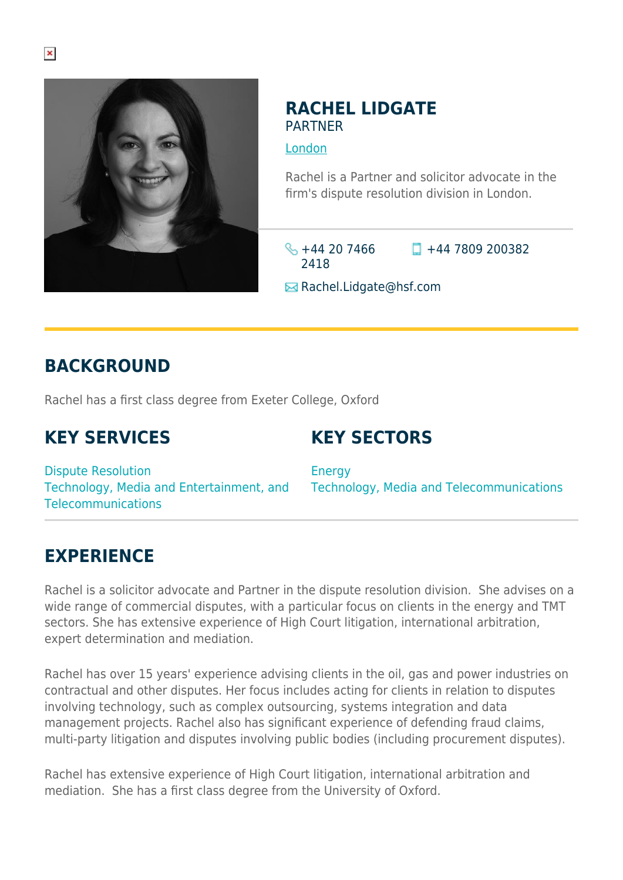# RACHEL LIDGATE

PARTNER

London

Rachel is a Partner and solicitor advocate in the firm's dispute resolution division in London.

+44 20 7466 2418

+44 7809 200382

Rachel.Lidgate@hsf.com

## BACKGROUND

Rachel has a first class degree from Exeter College, Oxford

## KEY SERVICES

Dispute Resolution
Technology, Media and Entertainment, and Telecommunications

## KEY SECTORS

Energy
Technology, Media and Telecommunications

## EXPERIENCE

Rachel is a solicitor advocate and Partner in the dispute resolution division. She advises on a wide range of commercial disputes, with a particular focus on clients in the energy and TMT sectors. She has extensive experience of High Court litigation, international arbitration, expert determination and mediation.

Rachel has over 15 years' experience advising clients in the oil, gas and power industries on contractual and other disputes. Her focus includes acting for clients in relation to disputes involving technology, such as complex outsourcing, systems integration and data management projects. Rachel also has significant experience of defending fraud claims, multi-party litigation and disputes involving public bodies (including procurement disputes).

Rachel has extensive experience of High Court litigation, international arbitration and mediation. She has a first class degree from the University of Oxford.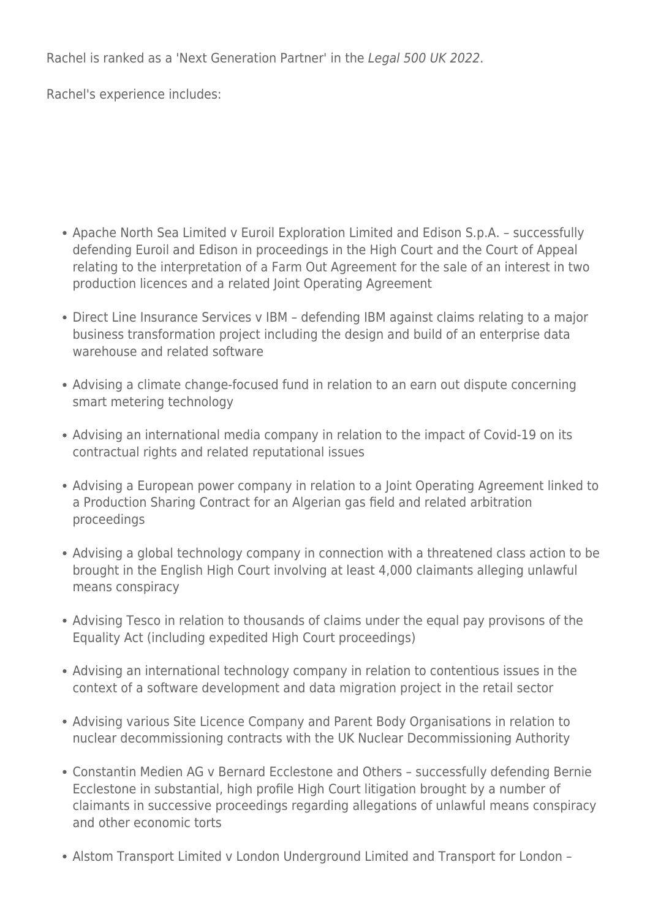Rachel is ranked as a 'Next Generation Partner' in the *Legal 500 UK 2022*.

Rachel's experience includes:

- Apache North Sea Limited v Euroil Exploration Limited and Edison S.p.A. – successfully defending Euroil and Edison in proceedings in the High Court and the Court of Appeal relating to the interpretation of a Farm Out Agreement for the sale of an interest in two production licences and a related Joint Operating Agreement
- Direct Line Insurance Services v IBM – defending IBM against claims relating to a major business transformation project including the design and build of an enterprise data warehouse and related software
- Advising a climate change-focused fund in relation to an earn out dispute concerning smart metering technology
- Advising an international media company in relation to the impact of Covid-19 on its contractual rights and related reputational issues
- Advising a European power company in relation to a Joint Operating Agreement linked to a Production Sharing Contract for an Algerian gas field and related arbitration proceedings
- Advising a global technology company in connection with a threatened class action to be brought in the English High Court involving at least 4,000 claimants alleging unlawful means conspiracy
- Advising Tesco in relation to thousands of claims under the equal pay provisons of the Equality Act (including expedited High Court proceedings)
- Advising an international technology company in relation to contentious issues in the context of a software development and data migration project in the retail sector
- Advising various Site Licence Company and Parent Body Organisations in relation to nuclear decommissioning contracts with the UK Nuclear Decommissioning Authority
- Constantin Medien AG v Bernard Ecclestone and Others – successfully defending Bernie Ecclestone in substantial, high profile High Court litigation brought by a number of claimants in successive proceedings regarding allegations of unlawful means conspiracy and other economic torts
- Alstom Transport Limited v London Underground Limited and Transport for London –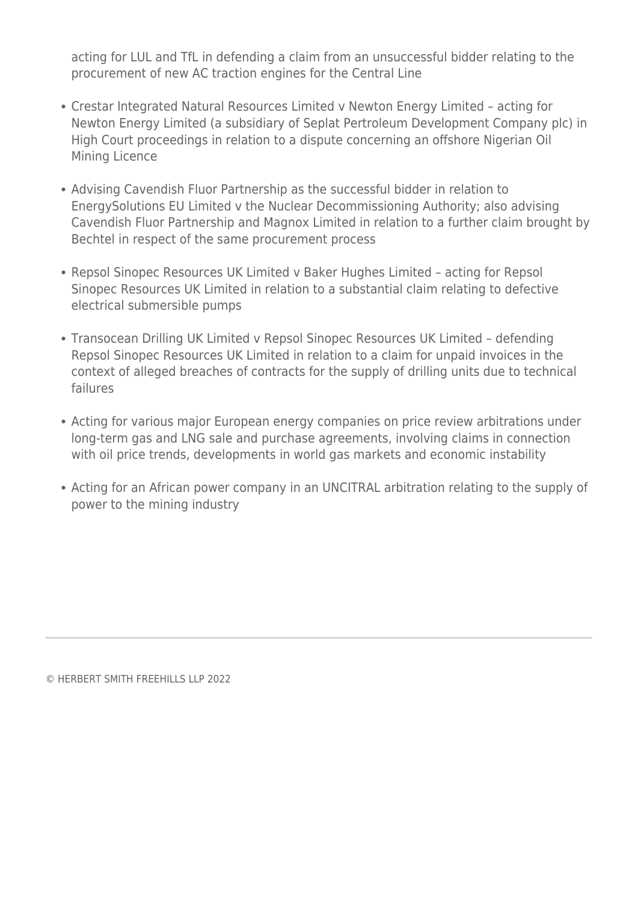acting for LUL and TfL in defending a claim from an unsuccessful bidder relating to the procurement of new AC traction engines for the Central Line

- Crestar Integrated Natural Resources Limited v Newton Energy Limited – acting for Newton Energy Limited (a subsidiary of Seplat Pertroleum Development Company plc) in High Court proceedings in relation to a dispute concerning an offshore Nigerian Oil Mining Licence
- Advising Cavendish Fluor Partnership as the successful bidder in relation to EnergySolutions EU Limited v the Nuclear Decommissioning Authority; also advising Cavendish Fluor Partnership and Magnox Limited in relation to a further claim brought by Bechtel in respect of the same procurement process
- Repsol Sinopec Resources UK Limited v Baker Hughes Limited – acting for Repsol Sinopec Resources UK Limited in relation to a substantial claim relating to defective electrical submersible pumps
- Transocean Drilling UK Limited v Repsol Sinopec Resources UK Limited – defending Repsol Sinopec Resources UK Limited in relation to a claim for unpaid invoices in the context of alleged breaches of contracts for the supply of drilling units due to technical failures
- Acting for various major European energy companies on price review arbitrations under long-term gas and LNG sale and purchase agreements, involving claims in connection with oil price trends, developments in world gas markets and economic instability
- Acting for an African power company in an UNCITRAL arbitration relating to the supply of power to the mining industry

---

© HERBERT SMITH FREEHILLS LLP 2022